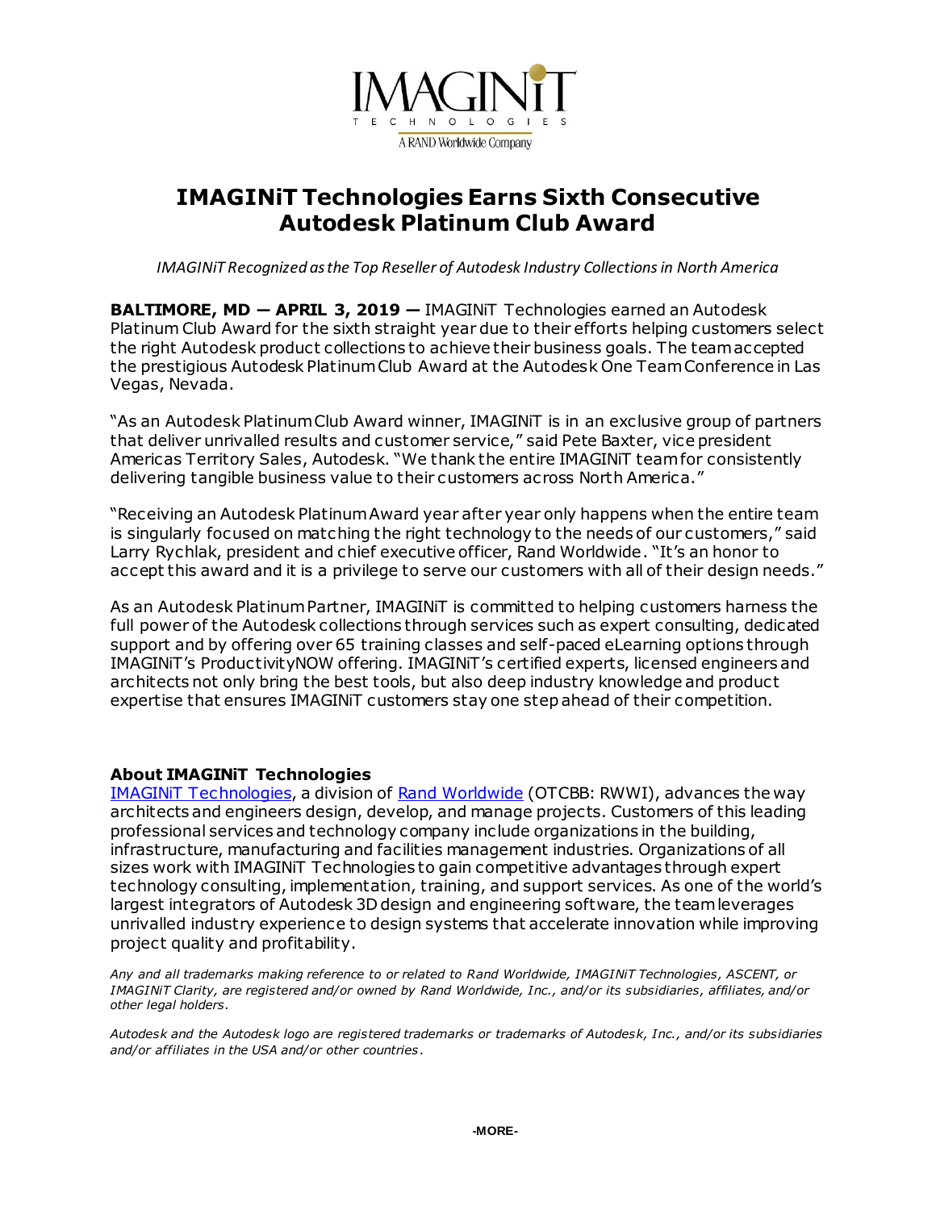# IMAGINiT Technologies Earns Sixth Consecutive Autodesk Platinum Club Award

*IMAGINiT Recognized as the Top Reseller of Autodesk Industry Collections in North America*

**BALTIMORE, MD — APRIL 3, 2019 —** IMAGINiT Technologies earned an Autodesk Platinum Club Award for the sixth straight year due to their efforts helping customers select the right Autodesk product collections to achieve their business goals. The team accepted the prestigious Autodesk Platinum Club Award at the Autodesk One Team Conference in Las Vegas, Nevada.

"As an Autodesk Platinum Club Award winner, IMAGINiT is in an exclusive group of partners that deliver unrivalled results and customer service," said Pete Baxter, vice president Americas Territory Sales, Autodesk. "We thank the entire IMAGINiT team for consistently delivering tangible business value to their customers across North America."

"Receiving an Autodesk Platinum Award year after year only happens when the entire team is singularly focused on matching the right technology to the needs of our customers," said Larry Rychlak, president and chief executive officer, Rand Worldwide. "It's an honor to accept this award and it is a privilege to serve our customers with all of their design needs."

As an Autodesk Platinum Partner, IMAGINiT is committed to helping customers harness the full power of the Autodesk collections through services such as expert consulting, dedicated support and by offering over 65 training classes and self-paced eLearning options through IMAGINiT's ProductivityNOW offering. IMAGINiT's certified experts, licensed engineers and architects not only bring the best tools, but also deep industry knowledge and product expertise that ensures IMAGINiT customers stay one step ahead of their competition.

## About IMAGINiT Technologies

[IMAGINiT Technologies](), a division of [Rand Worldwide]() (OTCBB: RWWI), advances the way architects and engineers design, develop, and manage projects. Customers of this leading professional services and technology company include organizations in the building, infrastructure, manufacturing and facilities management industries. Organizations of all sizes work with IMAGINiT Technologies to gain competitive advantages through expert technology consulting, implementation, training, and support services. As one of the world's largest integrators of Autodesk 3D design and engineering software, the team leverages unrivalled industry experience to design systems that accelerate innovation while improving project quality and profitability.

*Any and all trademarks making reference to or related to Rand Worldwide, IMAGINiT Technologies, ASCENT, or IMAGINiT Clarity, are registered and/or owned by Rand Worldwide, Inc., and/or its subsidiaries, affiliates, and/or other legal holders.*

*Autodesk and the Autodesk logo are registered trademarks or trademarks of Autodesk, Inc., and/or its subsidiaries and/or affiliates in the USA and/or other countries.*

-MORE-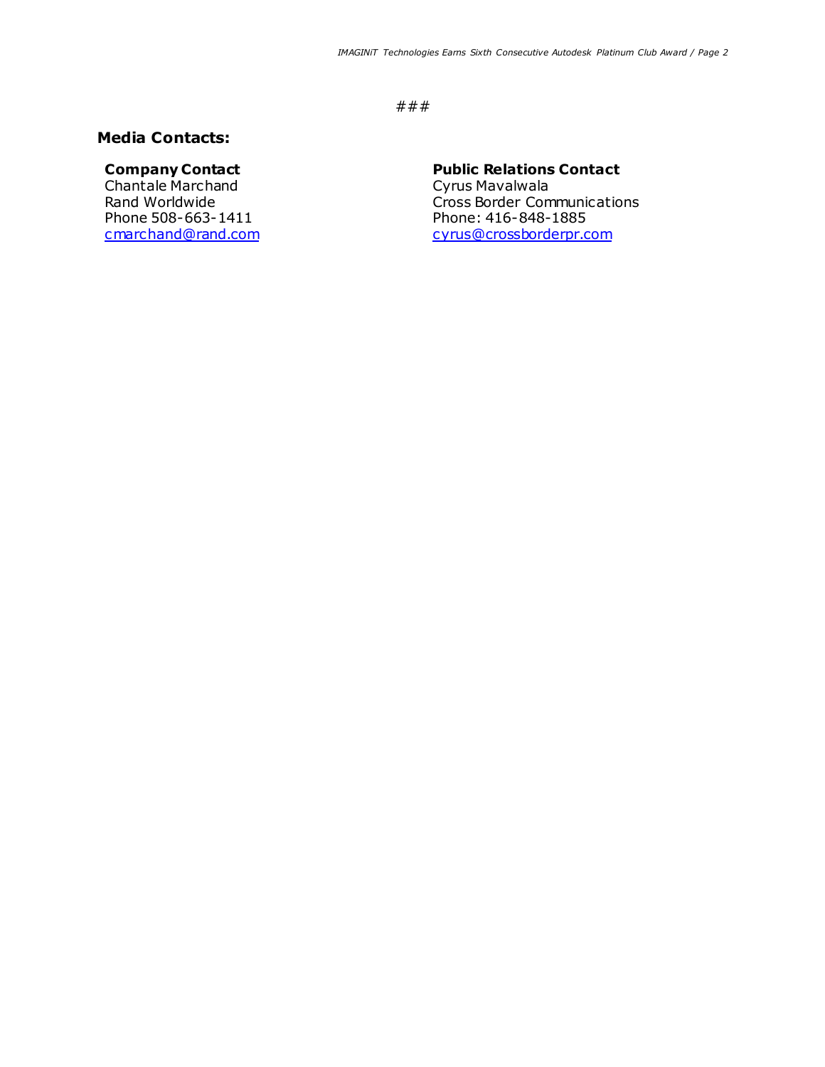###

**Media Contacts:**

**Company Contact**
Chantale Marchand
Rand Worldwide
Phone 508-663-1411
[cmarchand@rand.com](mailto:cmarchand@rand.com)

**Public Relations Contact**
Cyrus Mavalwala
Cross Border Communications
Phone: 416-848-1885
[cyrus@crossborderpr.com](mailto:cyrus@crossborderpr.com)